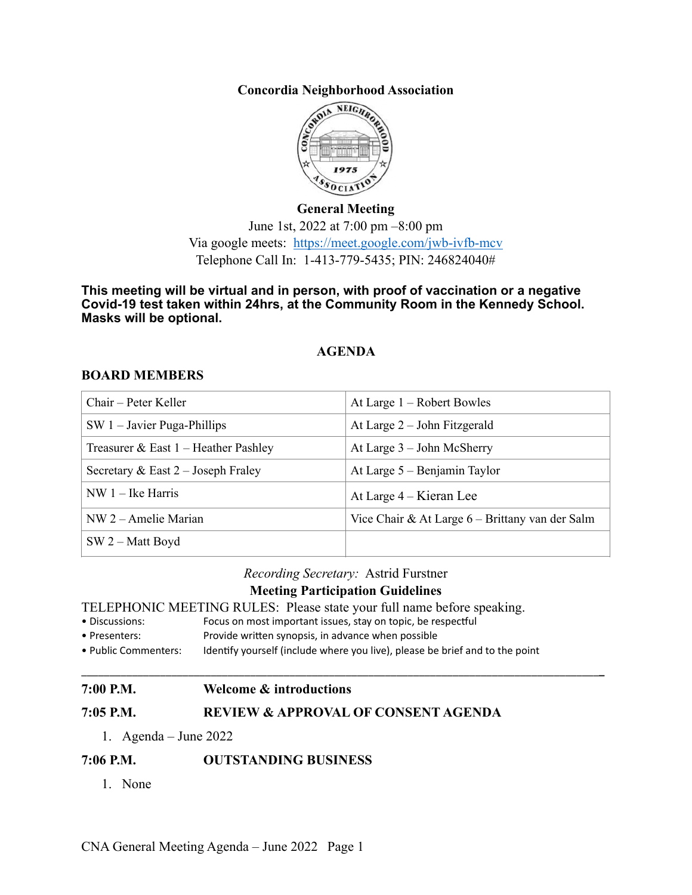# Concordia Neighborhood Association

## General Meeting

June 1st, 2022 at 7:00 pm –8:00 pm
Via google meets: https://meet.google.com/jwb-ivfb-mcv
Telephone Call In: 1-413-779-5435; PIN: 246824040#

**This meeting will be virtual and in person, with proof of vaccination or a negative Covid-19 test taken within 24hrs, at the Community Room in the Kennedy School. Masks will be optional.**

## AGENDA

### BOARD MEMBERS

| | |
|---|---|
| Chair – Peter Keller | At Large 1 – Robert Bowles |
| SW 1 – Javier Puga-Phillips | At Large 2 – John Fitzgerald |
| Treasurer & East 1 – Heather Pashley | At Large 3 – John McSherry |
| Secretary & East 2 – Joseph Fraley | At Large 5 – Benjamin Taylor |
| NW 1 – Ike Harris | At Large 4 – Kieran Lee |
| NW 2 – Amelie Marian | Vice Chair & At Large 6 – Brittany van der Salm |
| SW 2 – Matt Boyd | |

*Recording Secretary:* Astrid Furstner

**Meeting Participation Guidelines**

TELEPHONIC MEETING RULES: Please state your full name before speaking.

- Discussions: Focus on most important issues, stay on topic, be respectful
- Presenters: Provide written synopsis, in advance when possible
- Public Commenters: Identify yourself (include where you live), please be brief and to the point

---

**7:00 P.M. Welcome & introductions**

**7:05 P.M. REVIEW & APPROVAL OF CONSENT AGENDA**

1. Agenda – June 2022

**7:06 P.M. OUTSTANDING BUSINESS**

1. None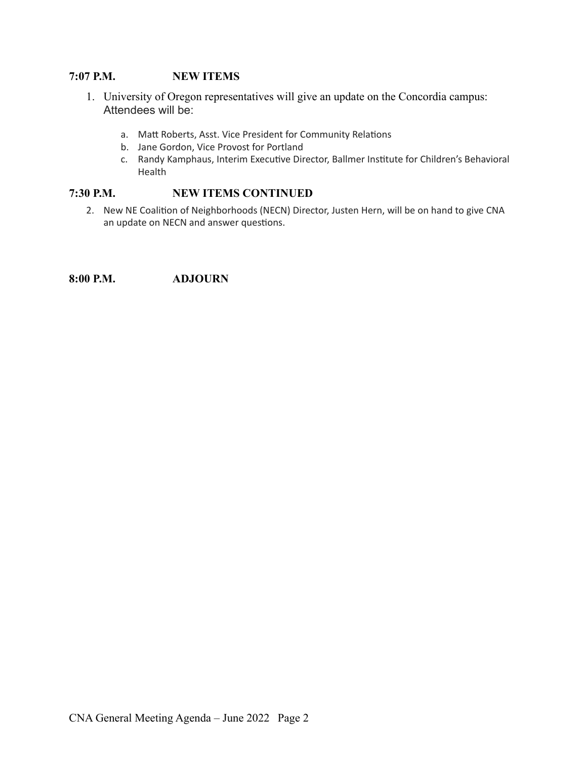**7:07 P.M. NEW ITEMS**

1. University of Oregon representatives will give an update on the Concordia campus: Attendees will be:
   a. Matt Roberts, Asst. Vice President for Community Relations
   b. Jane Gordon, Vice Provost for Portland
   c. Randy Kamphaus, Interim Executive Director, Ballmer Institute for Children's Behavioral Health

**7:30 P.M. NEW ITEMS CONTINUED**

2. New NE Coalition of Neighborhoods (NECN) Director, Justen Hern, will be on hand to give CNA an update on NECN and answer questions.

**8:00 P.M. ADJOURN**